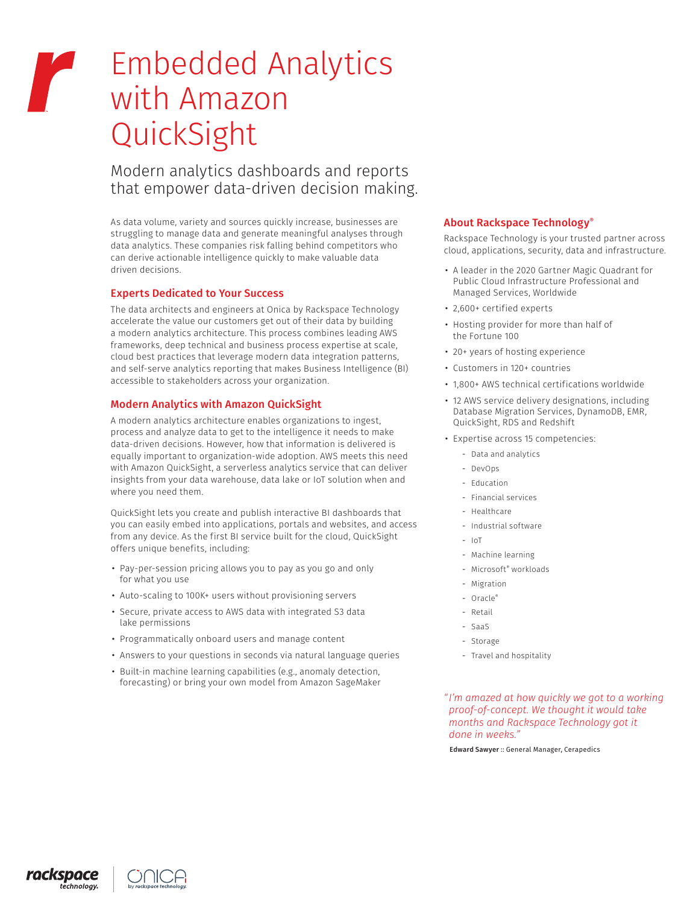# Embedded Analytics with Amazon QuickSight

## Modern analytics dashboards and reports that empower data-driven decision making.

As data volume, variety and sources quickly increase, businesses are struggling to manage data and generate meaningful analyses through data analytics. These companies risk falling behind competitors who can derive actionable intelligence quickly to make valuable data driven decisions.

### Experts Dedicated to Your Success

The data architects and engineers at Onica by Rackspace Technology accelerate the value our customers get out of their data by building a modern analytics architecture. This process combines leading AWS frameworks, deep technical and business process expertise at scale, cloud best practices that leverage modern data integration patterns, and self-serve analytics reporting that makes Business Intelligence (BI) accessible to stakeholders across your organization.

### Modern Analytics with Amazon QuickSight

A modern analytics architecture enables organizations to ingest, process and analyze data to get to the intelligence it needs to make data-driven decisions. However, how that information is delivered is equally important to organization-wide adoption. AWS meets this need with Amazon QuickSight, a serverless analytics service that can deliver insights from your data warehouse, data lake or IoT solution when and where you need them.

QuickSight lets you create and publish interactive BI dashboards that you can easily embed into applications, portals and websites, and access from any device. As the first BI service built for the cloud, QuickSight offers unique benefits, including:

- Pay-per-session pricing allows you to pay as you go and only for what you use
- Auto-scaling to 100K+ users without provisioning servers
- Secure, private access to AWS data with integrated S3 data lake permissions
- Programmatically onboard users and manage content
- Answers to your questions in seconds via natural language queries
- Built-in machine learning capabilities (e.g., anomaly detection, forecasting) or bring your own model from Amazon SageMaker

### About Rackspace Technology®

Rackspace Technology is your trusted partner across cloud, applications, security, data and infrastructure.

- A leader in the 2020 Gartner Magic Quadrant for Public Cloud Infrastructure Professional and Managed Services, Worldwide
- 2,600+ certified experts
- Hosting provider for more than half of the Fortune 100
- 20+ years of hosting experience
- Customers in 120+ countries
- 1,800+ AWS technical certifications worldwide
- 12 AWS service delivery designations, including Database Migration Services, DynamoDB, EMR, QuickSight, RDS and Redshift
- Expertise across 15 competencies:
  - Data and analytics
  - DevOps
  - Education
  - Financial services
  - Healthcare
  - Industrial software
  - IoT
  - Machine learning
  - Microsoft® workloads
  - Migration
  - Oracle®
  - Retail
  - SaaS
  - Storage
  - Travel and hospitality

*"I'm amazed at how quickly we got to a working proof-of-concept. We thought it would take months and Rackspace Technology got it done in weeks."*

**Edward Sawyer** :: General Manager, Cerapedics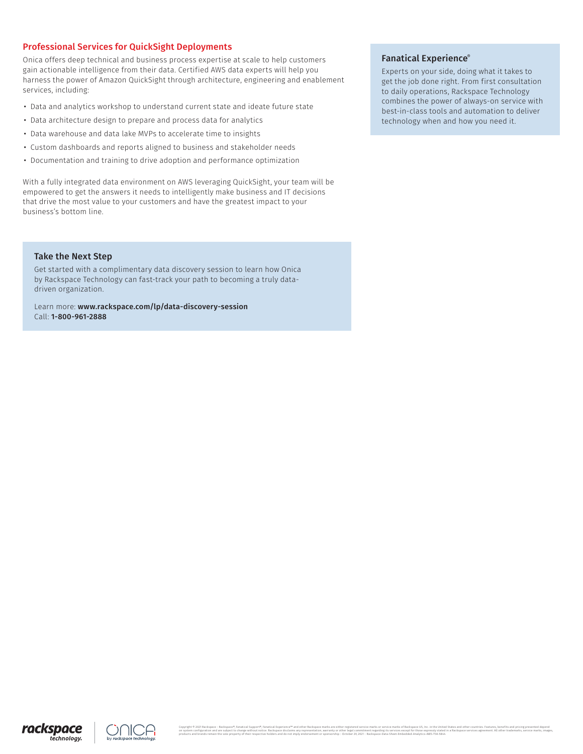## Professional Services for QuickSight Deployments

Onica offers deep technical and business process expertise at scale to help customers gain actionable intelligence from their data. Certified AWS data experts will help you harness the power of Amazon QuickSight through architecture, engineering and enablement services, including:

- Data and analytics workshop to understand current state and ideate future state
- Data architecture design to prepare and process data for analytics
- Data warehouse and data lake MVPs to accelerate time to insights
- Custom dashboards and reports aligned to business and stakeholder needs
- Documentation and training to drive adoption and performance optimization

With a fully integrated data environment on AWS leveraging QuickSight, your team will be empowered to get the answers it needs to intelligently make business and IT decisions that drive the most value to your customers and have the greatest impact to your business's bottom line.

### Take the Next Step

Get started with a complimentary data discovery session to learn how Onica by Rackspace Technology can fast-track your path to becoming a truly data-driven organization.

Learn more: **www.rackspace.com/lp/data-discovery-session**
Call: **1-800-961-2888**

### Fanatical Experience®

Experts on your side, doing what it takes to get the job done right. From first consultation to daily operations, Rackspace Technology combines the power of always-on service with best-in-class tools and automation to deliver technology when and how you need it.

Copyright © 2021 Rackspace :: Rackspace®, Fanatical Support®, Fanatical Experience™ and other Rackspace marks are either registered service marks or service marks of Rackspace US, Inc. in the United States and other countries. Features, benefits and pricing presented depend on system configuration and are subject to change without notice. Rackspace disclaims any representation, warranty or other legal commitment regarding its services except for those expressly stated in a Rackspace services agreement. All other trademarks, service marks, images, products and brands remain the sole property of their respective holders and do not imply endorsement or sponsorship. :: October 29, 2021 :: Rackspace-Data-Sheet-Embedded-Analytics-AWS-TSK-5844